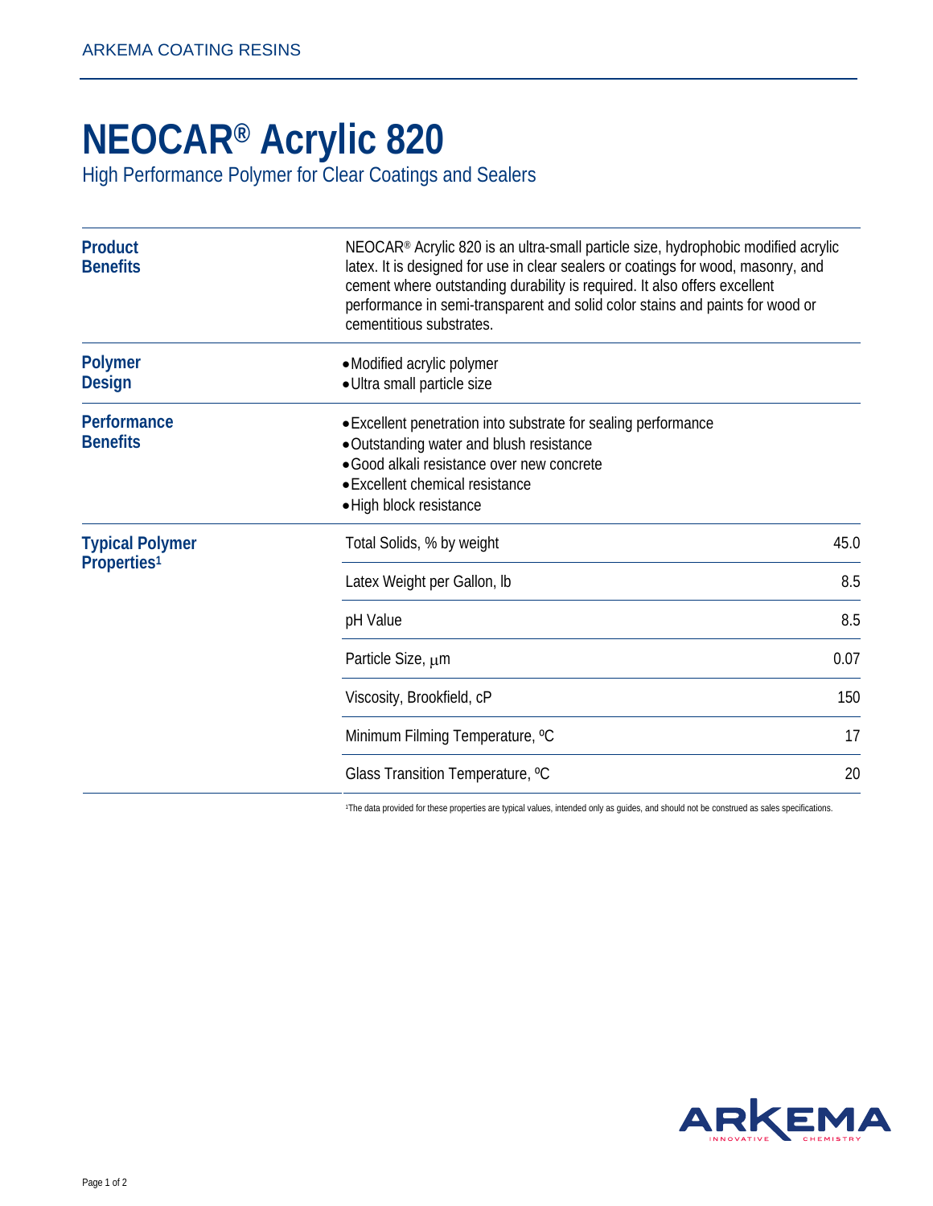# NEOCAR® Acrylic 820

High Performance Polymer for Clear Coatings and Sealers

## Product Benefits

NEOCAR® Acrylic 820 is an ultra-small particle size, hydrophobic modified acrylic latex. It is designed for use in clear sealers or coatings for wood, masonry, and cement where outstanding durability is required. It also offers excellent performance in semi-transparent and solid color stains and paints for wood or cementitious substrates.

## Polymer Design

- Modified acrylic polymer
- Ultra small particle size

## Performance Benefits

- Excellent penetration into substrate for sealing performance
- Outstanding water and blush resistance
- Good alkali resistance over new concrete
- Excellent chemical resistance
- High block resistance

## Typical Polymer Properties[1]

| Property | Value |
|---|---|
| Total Solids, % by weight | 45.0 |
| Latex Weight per Gallon, lb | 8.5 |
| pH Value | 8.5 |
| Particle Size, μm | 0.07 |
| Viscosity, Brookfield, cP | 150 |
| Minimum Filming Temperature, ºC | 17 |
| Glass Transition Temperature, ºC | 20 |

[1]The data provided for these properties are typical values, intended only as guides, and should not be construed as sales specifications.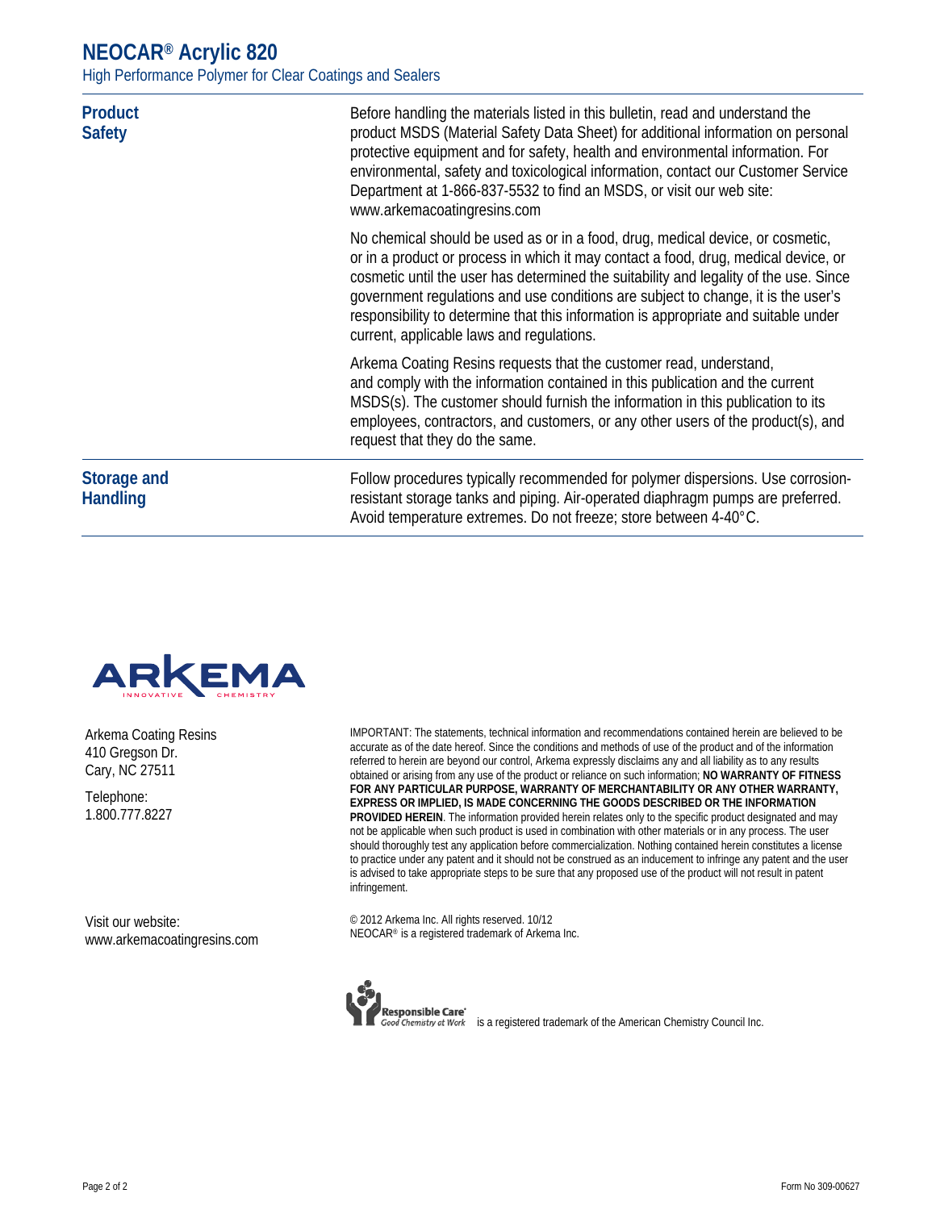# NEOCAR® Acrylic 820

High Performance Polymer for Clear Coatings and Sealers

## Product Safety

Before handling the materials listed in this bulletin, read and understand the product MSDS (Material Safety Data Sheet) for additional information on personal protective equipment and for safety, health and environmental information. For environmental, safety and toxicological information, contact our Customer Service Department at 1-866-837-5532 to find an MSDS, or visit our web site: www.arkemacoatingresins.com

No chemical should be used as or in a food, drug, medical device, or cosmetic, or in a product or process in which it may contact a food, drug, medical device, or cosmetic until the user has determined the suitability and legality of the use. Since government regulations and use conditions are subject to change, it is the user's responsibility to determine that this information is appropriate and suitable under current, applicable laws and regulations.

Arkema Coating Resins requests that the customer read, understand, and comply with the information contained in this publication and the current MSDS(s). The customer should furnish the information in this publication to its employees, contractors, and customers, or any other users of the product(s), and request that they do the same.

## Storage and Handling

Follow procedures typically recommended for polymer dispersions. Use corrosion-resistant storage tanks and piping. Air-operated diaphragm pumps are preferred. Avoid temperature extremes. Do not freeze; store between 4-40°C.

ARKEMA
INNOVATIVE CHEMISTRY

Arkema Coating Resins
410 Gregson Dr.
Cary, NC 27511

Telephone:
1.800.777.8227

Visit our website:
www.arkemacoatingresins.com

IMPORTANT: The statements, technical information and recommendations contained herein are believed to be accurate as of the date hereof. Since the conditions and methods of use of the product and of the information referred to herein are beyond our control, Arkema expressly disclaims any and all liability as to any results obtained or arising from any use of the product or reliance on such information; **NO WARRANTY OF FITNESS FOR ANY PARTICULAR PURPOSE, WARRANTY OF MERCHANTABILITY OR ANY OTHER WARRANTY, EXPRESS OR IMPLIED, IS MADE CONCERNING THE GOODS DESCRIBED OR THE INFORMATION PROVIDED HEREIN**. The information provided herein relates only to the specific product designated and may not be applicable when such product is used in combination with other materials or in any process. The user should thoroughly test any application before commercialization. Nothing contained herein constitutes a license to practice under any patent and it should not be construed as an inducement to infringe any patent and the user is advised to take appropriate steps to be sure that any proposed use of the product will not result in patent infringement.

© 2012 Arkema Inc. All rights reserved. 10/12
NEOCAR® is a registered trademark of Arkema Inc.

Responsible Care® *Good Chemistry at Work* is a registered trademark of the American Chemistry Council Inc.

Form No 309-00627